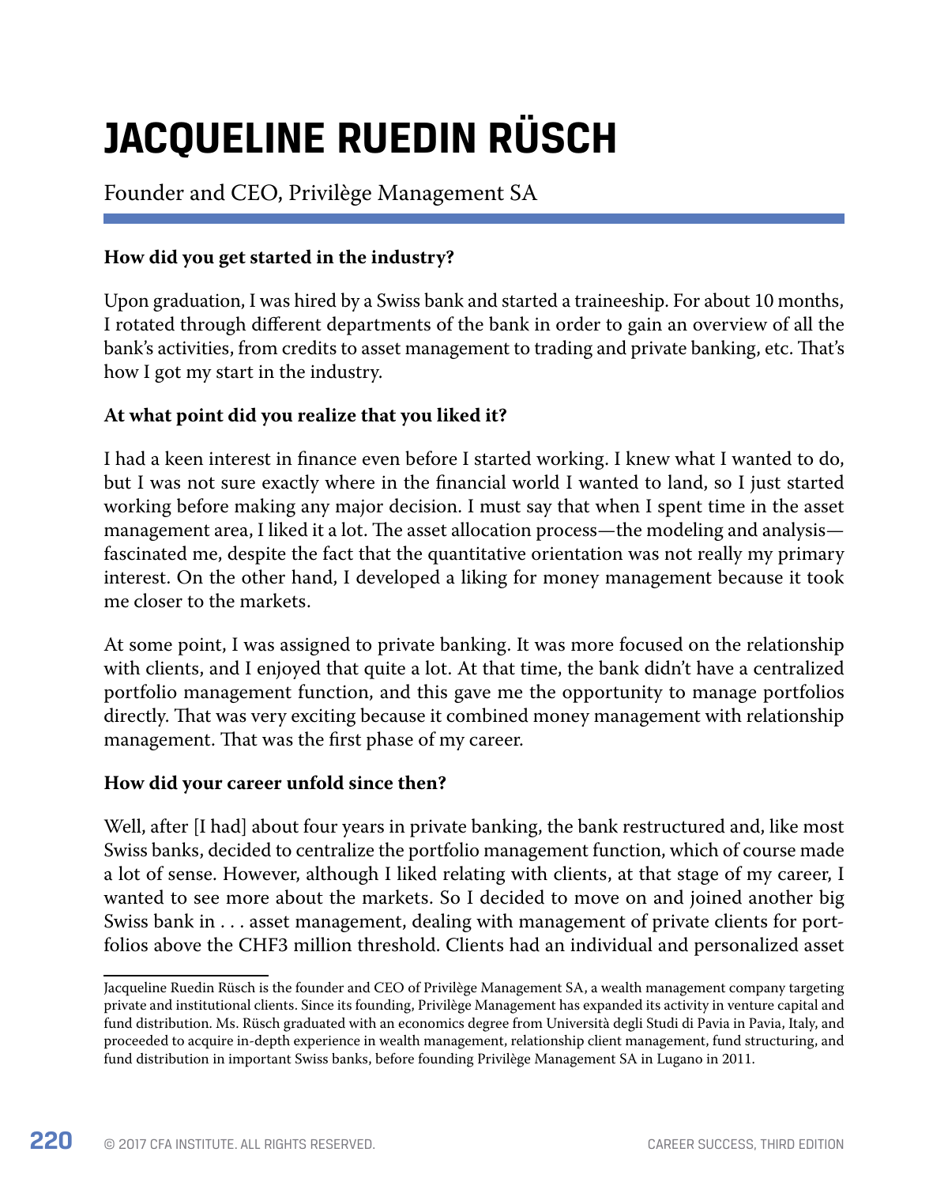# JACQUELINE RUEDIN RÜSCH

Founder and CEO, Privilège Management SA

**How did you get started in the industry?**

Upon graduation, I was hired by a Swiss bank and started a traineeship. For about 10 months, I rotated through different departments of the bank in order to gain an overview of all the bank's activities, from credits to asset management to trading and private banking, etc. That's how I got my start in the industry.

**At what point did you realize that you liked it?**

I had a keen interest in finance even before I started working. I knew what I wanted to do, but I was not sure exactly where in the financial world I wanted to land, so I just started working before making any major decision. I must say that when I spent time in the asset management area, I liked it a lot. The asset allocation process—the modeling and analysis—fascinated me, despite the fact that the quantitative orientation was not really my primary interest. On the other hand, I developed a liking for money management because it took me closer to the markets.

At some point, I was assigned to private banking. It was more focused on the relationship with clients, and I enjoyed that quite a lot. At that time, the bank didn't have a centralized portfolio management function, and this gave me the opportunity to manage portfolios directly. That was very exciting because it combined money management with relationship management. That was the first phase of my career.

**How did your career unfold since then?**

Well, after [I had] about four years in private banking, the bank restructured and, like most Swiss banks, decided to centralize the portfolio management function, which of course made a lot of sense. However, although I liked relating with clients, at that stage of my career, I wanted to see more about the markets. So I decided to move on and joined another big Swiss bank in . . . asset management, dealing with management of private clients for portfolios above the CHF3 million threshold. Clients had an individual and personalized asset

---

Jacqueline Ruedin Rüsch is the founder and CEO of Privilège Management SA, a wealth management company targeting private and institutional clients. Since its founding, Privilège Management has expanded its activity in venture capital and fund distribution. Ms. Rüsch graduated with an economics degree from Università degli Studi di Pavia in Pavia, Italy, and proceeded to acquire in-depth experience in wealth management, relationship client management, fund structuring, and fund distribution in important Swiss banks, before founding Privilège Management SA in Lugano in 2011.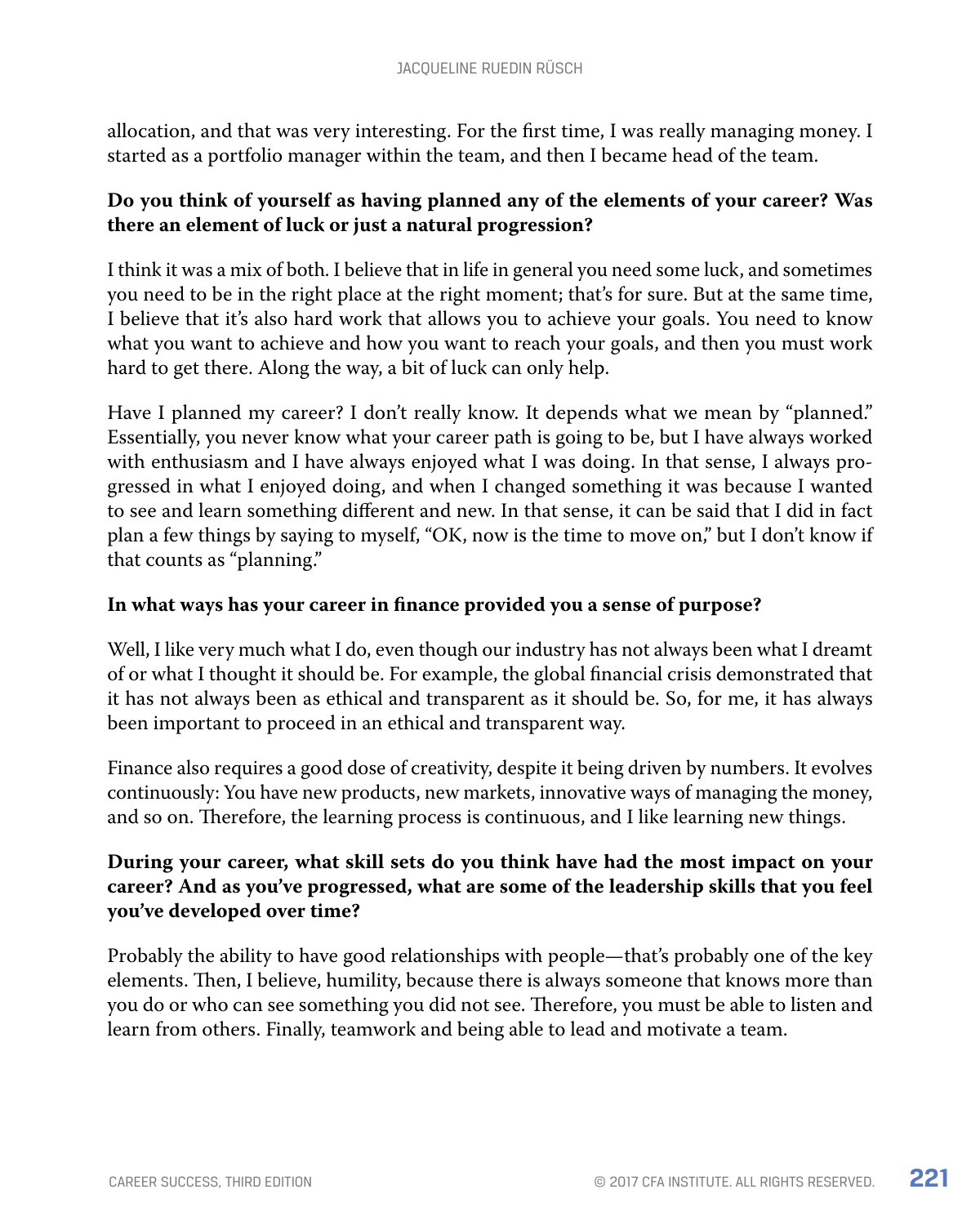allocation, and that was very interesting. For the first time, I was really managing money. I started as a portfolio manager within the team, and then I became head of the team.

**Do you think of yourself as having planned any of the elements of your career? Was there an element of luck or just a natural progression?**

I think it was a mix of both. I believe that in life in general you need some luck, and sometimes you need to be in the right place at the right moment; that's for sure. But at the same time, I believe that it's also hard work that allows you to achieve your goals. You need to know what you want to achieve and how you want to reach your goals, and then you must work hard to get there. Along the way, a bit of luck can only help.

Have I planned my career? I don't really know. It depends what we mean by "planned." Essentially, you never know what your career path is going to be, but I have always worked with enthusiasm and I have always enjoyed what I was doing. In that sense, I always progressed in what I enjoyed doing, and when I changed something it was because I wanted to see and learn something different and new. In that sense, it can be said that I did in fact plan a few things by saying to myself, "OK, now is the time to move on," but I don't know if that counts as "planning."

**In what ways has your career in finance provided you a sense of purpose?**

Well, I like very much what I do, even though our industry has not always been what I dreamt of or what I thought it should be. For example, the global financial crisis demonstrated that it has not always been as ethical and transparent as it should be. So, for me, it has always been important to proceed in an ethical and transparent way.

Finance also requires a good dose of creativity, despite it being driven by numbers. It evolves continuously: You have new products, new markets, innovative ways of managing the money, and so on. Therefore, the learning process is continuous, and I like learning new things.

**During your career, what skill sets do you think have had the most impact on your career? And as you've progressed, what are some of the leadership skills that you feel you've developed over time?**

Probably the ability to have good relationships with people—that's probably one of the key elements. Then, I believe, humility, because there is always someone that knows more than you do or who can see something you did not see. Therefore, you must be able to listen and learn from others. Finally, teamwork and being able to lead and motivate a team.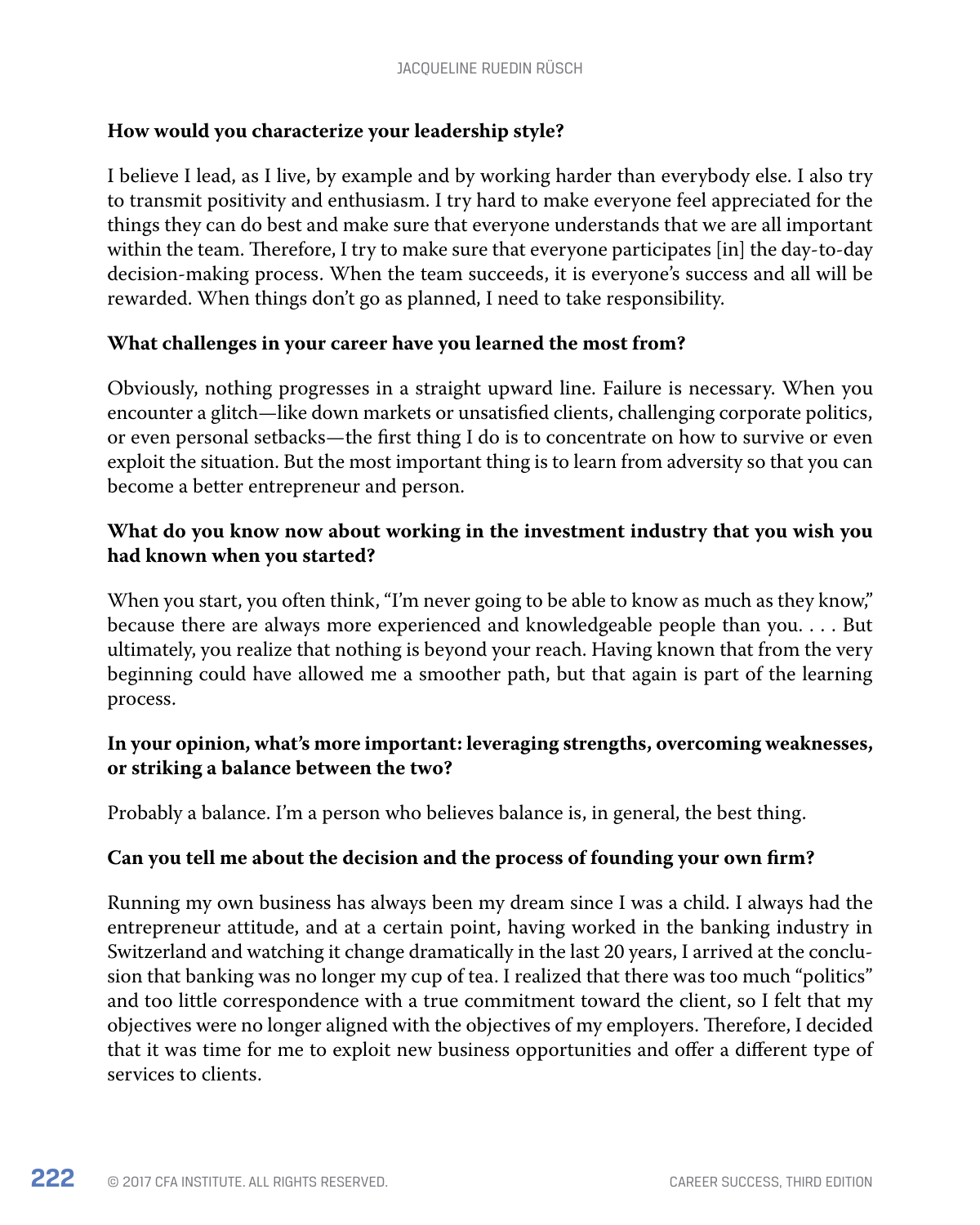**How would you characterize your leadership style?**

I believe I lead, as I live, by example and by working harder than everybody else. I also try to transmit positivity and enthusiasm. I try hard to make everyone feel appreciated for the things they can do best and make sure that everyone understands that we are all important within the team. Therefore, I try to make sure that everyone participates [in] the day-to-day decision-making process. When the team succeeds, it is everyone's success and all will be rewarded. When things don't go as planned, I need to take responsibility.

**What challenges in your career have you learned the most from?**

Obviously, nothing progresses in a straight upward line. Failure is necessary. When you encounter a glitch—like down markets or unsatisfied clients, challenging corporate politics, or even personal setbacks—the first thing I do is to concentrate on how to survive or even exploit the situation. But the most important thing is to learn from adversity so that you can become a better entrepreneur and person.

**What do you know now about working in the investment industry that you wish you had known when you started?**

When you start, you often think, "I'm never going to be able to know as much as they know," because there are always more experienced and knowledgeable people than you. . . . But ultimately, you realize that nothing is beyond your reach. Having known that from the very beginning could have allowed me a smoother path, but that again is part of the learning process.

**In your opinion, what's more important: leveraging strengths, overcoming weaknesses, or striking a balance between the two?**

Probably a balance. I'm a person who believes balance is, in general, the best thing.

**Can you tell me about the decision and the process of founding your own firm?**

Running my own business has always been my dream since I was a child. I always had the entrepreneur attitude, and at a certain point, having worked in the banking industry in Switzerland and watching it change dramatically in the last 20 years, I arrived at the conclusion that banking was no longer my cup of tea. I realized that there was too much "politics" and too little correspondence with a true commitment toward the client, so I felt that my objectives were no longer aligned with the objectives of my employers. Therefore, I decided that it was time for me to exploit new business opportunities and offer a different type of services to clients.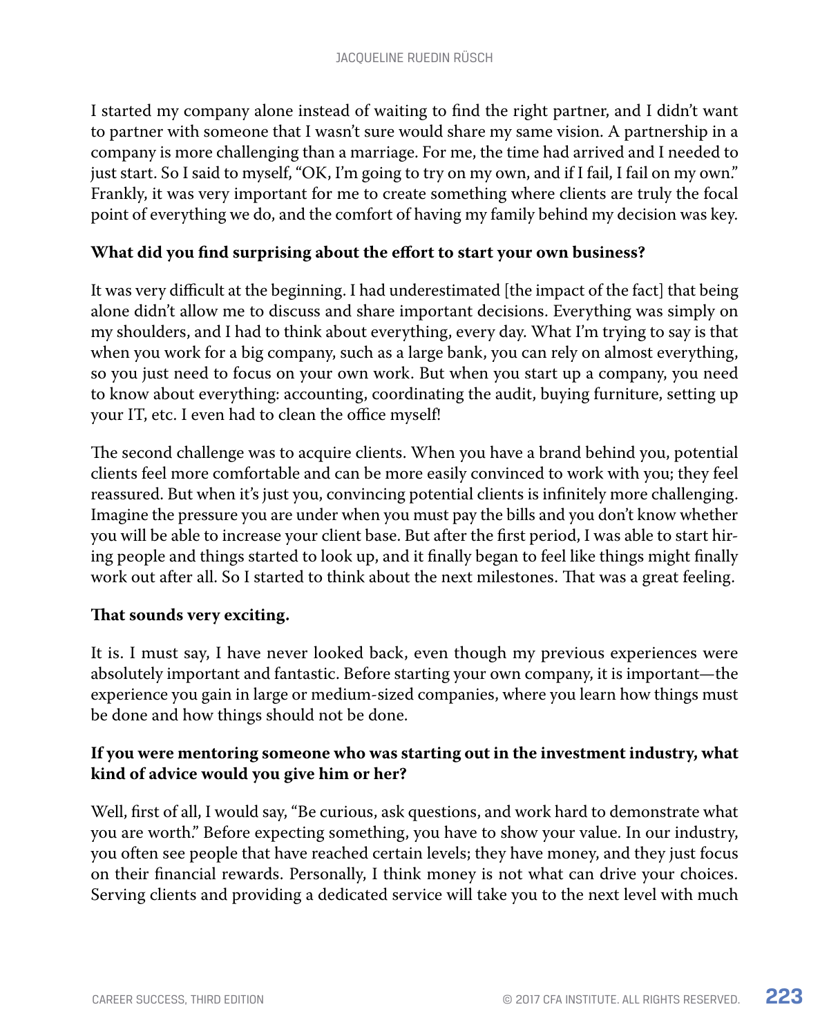I started my company alone instead of waiting to find the right partner, and I didn't want to partner with someone that I wasn't sure would share my same vision. A partnership in a company is more challenging than a marriage. For me, the time had arrived and I needed to just start. So I said to myself, "OK, I'm going to try on my own, and if I fail, I fail on my own." Frankly, it was very important for me to create something where clients are truly the focal point of everything we do, and the comfort of having my family behind my decision was key.

**What did you find surprising about the effort to start your own business?**

It was very difficult at the beginning. I had underestimated [the impact of the fact] that being alone didn't allow me to discuss and share important decisions. Everything was simply on my shoulders, and I had to think about everything, every day. What I'm trying to say is that when you work for a big company, such as a large bank, you can rely on almost everything, so you just need to focus on your own work. But when you start up a company, you need to know about everything: accounting, coordinating the audit, buying furniture, setting up your IT, etc. I even had to clean the office myself!

The second challenge was to acquire clients. When you have a brand behind you, potential clients feel more comfortable and can be more easily convinced to work with you; they feel reassured. But when it's just you, convincing potential clients is infinitely more challenging. Imagine the pressure you are under when you must pay the bills and you don't know whether you will be able to increase your client base. But after the first period, I was able to start hiring people and things started to look up, and it finally began to feel like things might finally work out after all. So I started to think about the next milestones. That was a great feeling.

**That sounds very exciting.**

It is. I must say, I have never looked back, even though my previous experiences were absolutely important and fantastic. Before starting your own company, it is important—the experience you gain in large or medium-sized companies, where you learn how things must be done and how things should not be done.

**If you were mentoring someone who was starting out in the investment industry, what kind of advice would you give him or her?**

Well, first of all, I would say, "Be curious, ask questions, and work hard to demonstrate what you are worth." Before expecting something, you have to show your value. In our industry, you often see people that have reached certain levels; they have money, and they just focus on their financial rewards. Personally, I think money is not what can drive your choices. Serving clients and providing a dedicated service will take you to the next level with much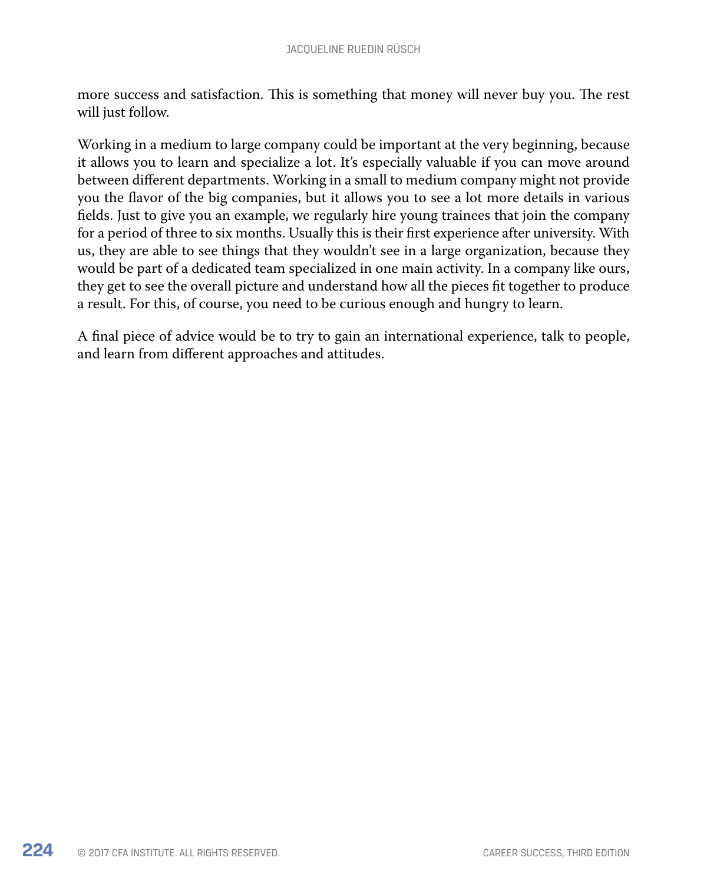more success and satisfaction. This is something that money will never buy you. The rest will just follow.

Working in a medium to large company could be important at the very beginning, because it allows you to learn and specialize a lot. It's especially valuable if you can move around between different departments. Working in a small to medium company might not provide you the flavor of the big companies, but it allows you to see a lot more details in various fields. Just to give you an example, we regularly hire young trainees that join the company for a period of three to six months. Usually this is their first experience after university. With us, they are able to see things that they wouldn't see in a large organization, because they would be part of a dedicated team specialized in one main activity. In a company like ours, they get to see the overall picture and understand how all the pieces fit together to produce a result. For this, of course, you need to be curious enough and hungry to learn.

A final piece of advice would be to try to gain an international experience, talk to people, and learn from different approaches and attitudes.